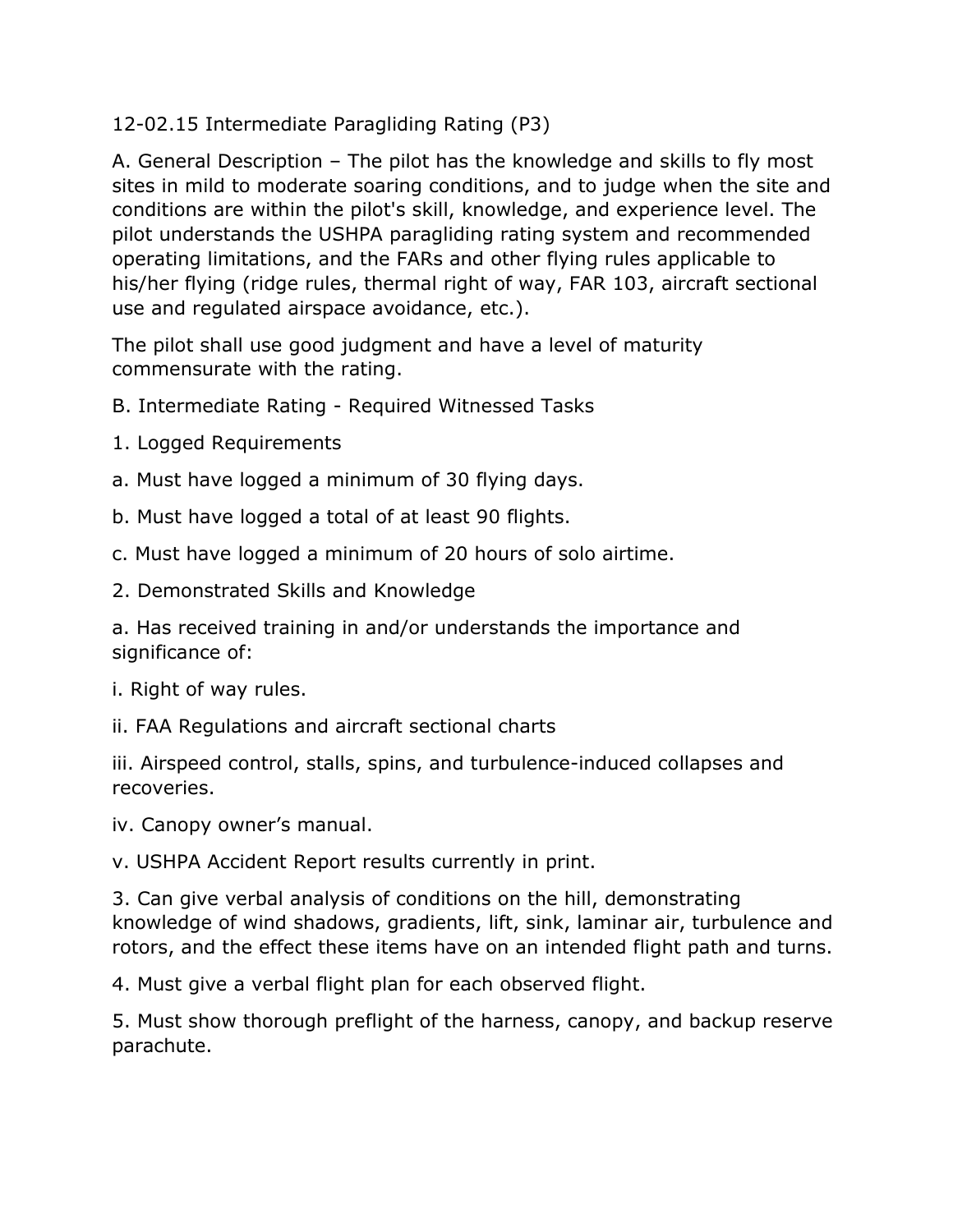# 12-02.15 Intermediate Paragliding Rating (P3)

A. General Description – The pilot has the knowledge and skills to fly most sites in mild to moderate soaring conditions, and to judge when the site and conditions are within the pilot's skill, knowledge, and experience level. The pilot understands the USHPA paragliding rating system and recommended operating limitations, and the FARs and other flying rules applicable to his/her flying (ridge rules, thermal right of way, FAR 103, aircraft sectional use and regulated airspace avoidance, etc.).

The pilot shall use good judgment and have a level of maturity commensurate with the rating.

B. Intermediate Rating - Required Witnessed Tasks

1. Logged Requirements

a. Must have logged a minimum of 30 flying days.

b. Must have logged a total of at least 90 flights.

c. Must have logged a minimum of 20 hours of solo airtime.

2. Demonstrated Skills and Knowledge

a. Has received training in and/or understands the importance and significance of:

i. Right of way rules.

ii. FAA Regulations and aircraft sectional charts

iii. Airspeed control, stalls, spins, and turbulence-induced collapses and recoveries.

iv. Canopy owner's manual.

v. USHPA Accident Report results currently in print.

3. Can give verbal analysis of conditions on the hill, demonstrating knowledge of wind shadows, gradients, lift, sink, laminar air, turbulence and rotors, and the effect these items have on an intended flight path and turns.

4. Must give a verbal flight plan for each observed flight.

5. Must show thorough preflight of the harness, canopy, and backup reserve parachute.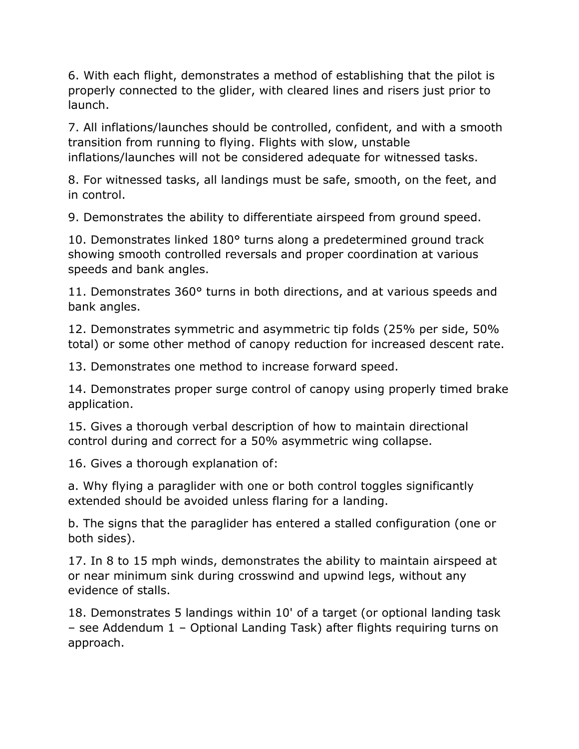6. With each flight, demonstrates a method of establishing that the pilot is properly connected to the glider, with cleared lines and risers just prior to launch.

7. All inflations/launches should be controlled, confident, and with a smooth transition from running to flying. Flights with slow, unstable inflations/launches will not be considered adequate for witnessed tasks.

8. For witnessed tasks, all landings must be safe, smooth, on the feet, and in control.

9. Demonstrates the ability to differentiate airspeed from ground speed.

10. Demonstrates linked 180° turns along a predetermined ground track showing smooth controlled reversals and proper coordination at various speeds and bank angles.

11. Demonstrates 360° turns in both directions, and at various speeds and bank angles.

12. Demonstrates symmetric and asymmetric tip folds (25% per side, 50% total) or some other method of canopy reduction for increased descent rate.

13. Demonstrates one method to increase forward speed.

14. Demonstrates proper surge control of canopy using properly timed brake application.

15. Gives a thorough verbal description of how to maintain directional control during and correct for a 50% asymmetric wing collapse.

16. Gives a thorough explanation of:

a. Why flying a paraglider with one or both control toggles significantly extended should be avoided unless flaring for a landing.

b. The signs that the paraglider has entered a stalled configuration (one or both sides).

17. In 8 to 15 mph winds, demonstrates the ability to maintain airspeed at or near minimum sink during crosswind and upwind legs, without any evidence of stalls.

18. Demonstrates 5 landings within 10' of a target (or optional landing task – see Addendum 1 – Optional Landing Task) after flights requiring turns on approach.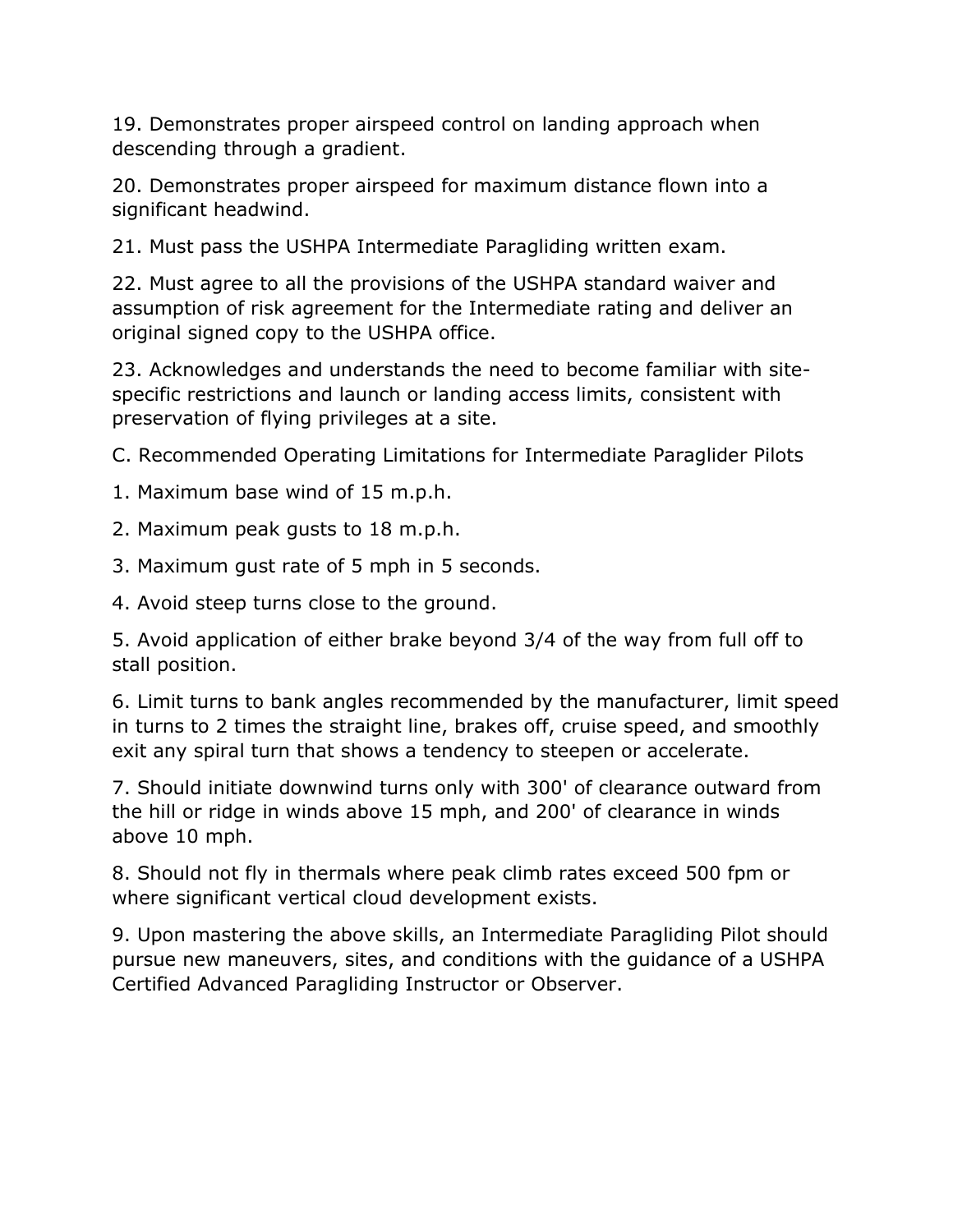19. Demonstrates proper airspeed control on landing approach when descending through a gradient.

20. Demonstrates proper airspeed for maximum distance flown into a significant headwind.

21. Must pass the USHPA Intermediate Paragliding written exam.

22. Must agree to all the provisions of the USHPA standard waiver and assumption of risk agreement for the Intermediate rating and deliver an original signed copy to the USHPA office.

23. Acknowledges and understands the need to become familiar with site-specific restrictions and launch or landing access limits, consistent with preservation of flying privileges at a site.

C. Recommended Operating Limitations for Intermediate Paraglider Pilots

1. Maximum base wind of 15 m.p.h.

2. Maximum peak gusts to 18 m.p.h.

3. Maximum gust rate of 5 mph in 5 seconds.

4. Avoid steep turns close to the ground.

5. Avoid application of either brake beyond 3/4 of the way from full off to stall position.

6. Limit turns to bank angles recommended by the manufacturer, limit speed in turns to 2 times the straight line, brakes off, cruise speed, and smoothly exit any spiral turn that shows a tendency to steepen or accelerate.

7. Should initiate downwind turns only with 300' of clearance outward from the hill or ridge in winds above 15 mph, and 200' of clearance in winds above 10 mph.

8. Should not fly in thermals where peak climb rates exceed 500 fpm or where significant vertical cloud development exists.

9. Upon mastering the above skills, an Intermediate Paragliding Pilot should pursue new maneuvers, sites, and conditions with the guidance of a USHPA Certified Advanced Paragliding Instructor or Observer.